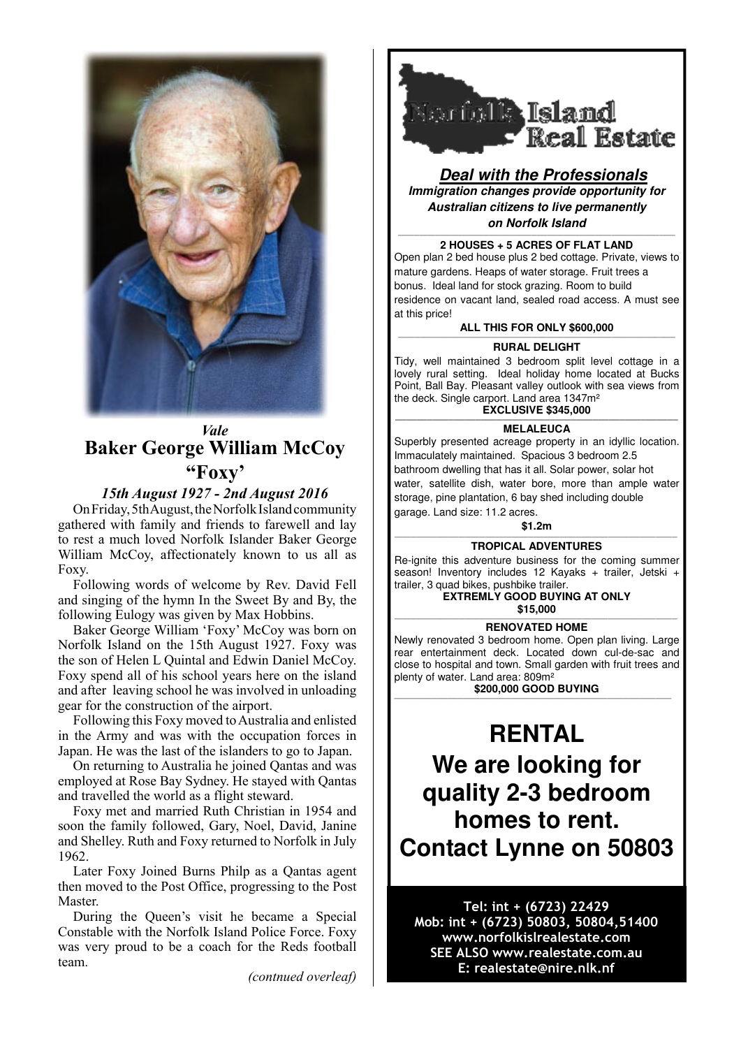*Vale*

## Baker George William McCoy "Foxy'

*15th August 1927 - 2nd August 2016*

On Friday, 5th August, the Norfolk Island community gathered with family and friends to farewell and lay to rest a much loved Norfolk Islander Baker George William McCoy, affectionately known to us all as Foxy.

Following words of welcome by Rev. David Fell and singing of the hymn In the Sweet By and By, the following Eulogy was given by Max Hobbins.

Baker George William 'Foxy' McCoy was born on Norfolk Island on the 15th August 1927. Foxy was the son of Helen L Quintal and Edwin Daniel McCoy. Foxy spend all of his school years here on the island and after leaving school he was involved in unloading gear for the construction of the airport.

Following this Foxy moved to Australia and enlisted in the Army and was with the occupation forces in Japan. He was the last of the islanders to go to Japan.

On returning to Australia he joined Qantas and was employed at Rose Bay Sydney. He stayed with Qantas and travelled the world as a flight steward.

Foxy met and married Ruth Christian in 1954 and soon the family followed, Gary, Noel, David, Janine and Shelley. Ruth and Foxy returned to Norfolk in July 1962.

Later Foxy Joined Burns Philp as a Qantas agent then moved to the Post Office, progressing to the Post Master.

During the Queen's visit he became a Special Constable with the Norfolk Island Police Force. Foxy was very proud to be a coach for the Reds football team.

*(contnued overleaf)*

---

## Norfolk Island Real Estate

***Deal with the Professionals***

***Immigration changes provide opportunity for Australian citizens to live permanently on Norfolk Island***

**2 HOUSES + 5 ACRES OF FLAT LAND**

Open plan 2 bed house plus 2 bed cottage. Private, views to mature gardens. Heaps of water storage. Fruit trees a bonus. Ideal land for stock grazing. Room to build residence on vacant land, sealed road access. A must see at this price!

**ALL THIS FOR ONLY $600,000**

**RURAL DELIGHT**

Tidy, well maintained 3 bedroom split level cottage in a lovely rural setting. Ideal holiday home located at Bucks Point, Ball Bay. Pleasant valley outlook with sea views from the deck. Single carport. Land area 1347m²

**EXCLUSIVE $345,000**

**MELALEUCA**

Superbly presented acreage property in an idyllic location. Immaculately maintained. Spacious 3 bedroom 2.5 bathroom dwelling that has it all. Solar power, solar hot water, satellite dish, water bore, more than ample water storage, pine plantation, 6 bay shed including double garage. Land size: 11.2 acres.

**$1.2m**

**TROPICAL ADVENTURES**

Re-ignite this adventure business for the coming summer season! Inventory includes 12 Kayaks + trailer, Jetski + trailer, 3 quad bikes, pushbike trailer.

**EXTREMLY GOOD BUYING AT ONLY $15,000**

**RENOVATED HOME**

Newly renovated 3 bedroom home. Open plan living. Large rear entertainment deck. Located down cul-de-sac and close to hospital and town. Small garden with fruit trees and plenty of water. Land area: 809m²

**$200,000 GOOD BUYING**

# RENTAL

**We are looking for quality 2-3 bedroom homes to rent. Contact Lynne on 50803**

**Tel: int + (6723) 22429**
**Mob: int + (6723) 50803, 50804,51400**
**www.norfolkislrealestate.com**
**SEE ALSO www.realestate.com.au**
**E: realestate@nire.nlk.nf**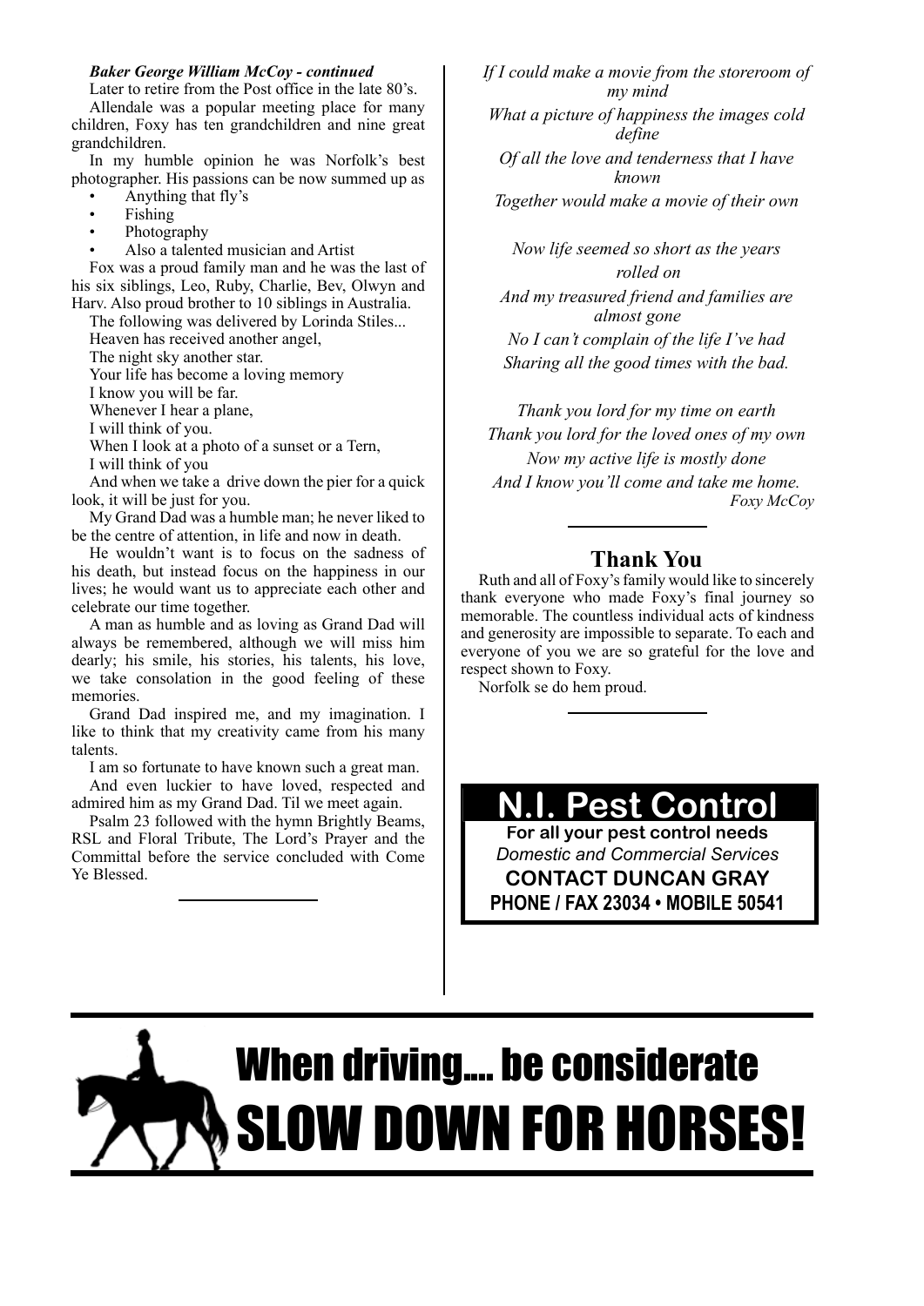***Baker George William McCoy - continued***

Later to retire from the Post office in the late 80's.

Allendale was a popular meeting place for many children, Foxy has ten grandchildren and nine great grandchildren.

In my humble opinion he was Norfolk's best photographer. His passions can be now summed up as

- Anything that fly's
- Fishing
- Photography
- Also a talented musician and Artist

Fox was a proud family man and he was the last of his six siblings, Leo, Ruby, Charlie, Bev, Olwyn and Harv. Also proud brother to 10 siblings in Australia.

The following was delivered by Lorinda Stiles...

Heaven has received another angel,
The night sky another star.
Your life has become a loving memory
I know you will be far.
Whenever I hear a plane,
I will think of you.
When I look at a photo of a sunset or a Tern,
I will think of you

And when we take a drive down the pier for a quick look, it will be just for you.

My Grand Dad was a humble man; he never liked to be the centre of attention, in life and now in death.

He wouldn't want is to focus on the sadness of his death, but instead focus on the happiness in our lives; he would want us to appreciate each other and celebrate our time together.

A man as humble and as loving as Grand Dad will always be remembered, although we will miss him dearly; his smile, his stories, his talents, his love, we take consolation in the good feeling of these memories.

Grand Dad inspired me, and my imagination. I like to think that my creativity came from his many talents.

I am so fortunate to have known such a great man.

And even luckier to have loved, respected and admired him as my Grand Dad. Til we meet again.

Psalm 23 followed with the hymn Brightly Beams, RSL and Floral Tribute, The Lord's Prayer and the Committal before the service concluded with Come Ye Blessed.

---

*If I could make a movie from the storeroom of my mind*
*What a picture of happiness the images cold define*
*Of all the love and tenderness that I have known*
*Together would make a movie of their own*

*Now life seemed so short as the years rolled on*
*And my treasured friend and families are almost gone*
*No I can't complain of the life I've had*
*Sharing all the good times with the bad.*

*Thank you lord for my time on earth*
*Thank you lord for the loved ones of my own*
*Now my active life is mostly done*
*And I know you'll come and take me home.*

*Foxy McCoy*

---

## Thank You

Ruth and all of Foxy's family would like to sincerely thank everyone who made Foxy's final journey so memorable. The countless individual acts of kindness and generosity are impossible to separate. To each and everyone of you we are so grateful for the love and respect shown to Foxy.

Norfolk se do hem proud.

---

## N.I. Pest Control

**For all your pest control needs**

*Domestic and Commercial Services*

**CONTACT DUNCAN GRAY**

**PHONE / FAX 23034 • MOBILE 50541**

---

## When driving.... be considerate

## SLOW DOWN FOR HORSES!